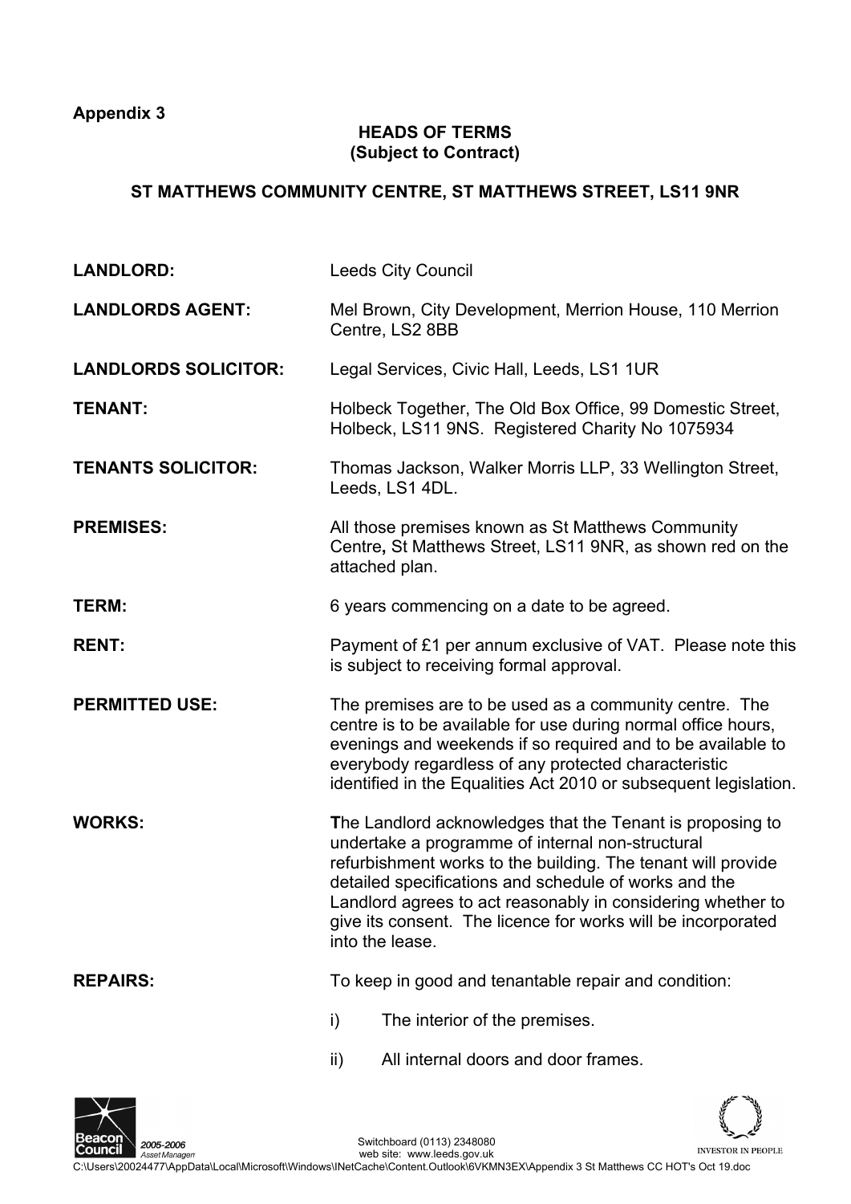**Appendix 3**

**HEADS OF TERMS**
**(Subject to Contract)**

**ST MATTHEWS COMMUNITY CENTRE, ST MATTHEWS STREET, LS11 9NR**

**LANDLORD:** Leeds City Council

**LANDLORDS AGENT:** Mel Brown, City Development, Merrion House, 110 Merrion Centre, LS2 8BB

**LANDLORDS SOLICITOR:** Legal Services, Civic Hall, Leeds, LS1 1UR

**TENANT:** Holbeck Together, The Old Box Office, 99 Domestic Street, Holbeck, LS11 9NS. Registered Charity No 1075934

**TENANTS SOLICITOR:** Thomas Jackson, Walker Morris LLP, 33 Wellington Street, Leeds, LS1 4DL.

**PREMISES:** All those premises known as St Matthews Community Centre**,** St Matthews Street, LS11 9NR, as shown red on the attached plan.

**TERM:** 6 years commencing on a date to be agreed.

**RENT:** Payment of £1 per annum exclusive of VAT. Please note this is subject to receiving formal approval.

**PERMITTED USE:** The premises are to be used as a community centre. The centre is to be available for use during normal office hours, evenings and weekends if so required and to be available to everybody regardless of any protected characteristic identified in the Equalities Act 2010 or subsequent legislation.

**WORKS:** **T**he Landlord acknowledges that the Tenant is proposing to undertake a programme of internal non-structural refurbishment works to the building. The tenant will provide detailed specifications and schedule of works and the Landlord agrees to act reasonably in considering whether to give its consent. The licence for works will be incorporated into the lease.

**REPAIRS:** To keep in good and tenantable repair and condition:

i) The interior of the premises.

ii) All internal doors and door frames.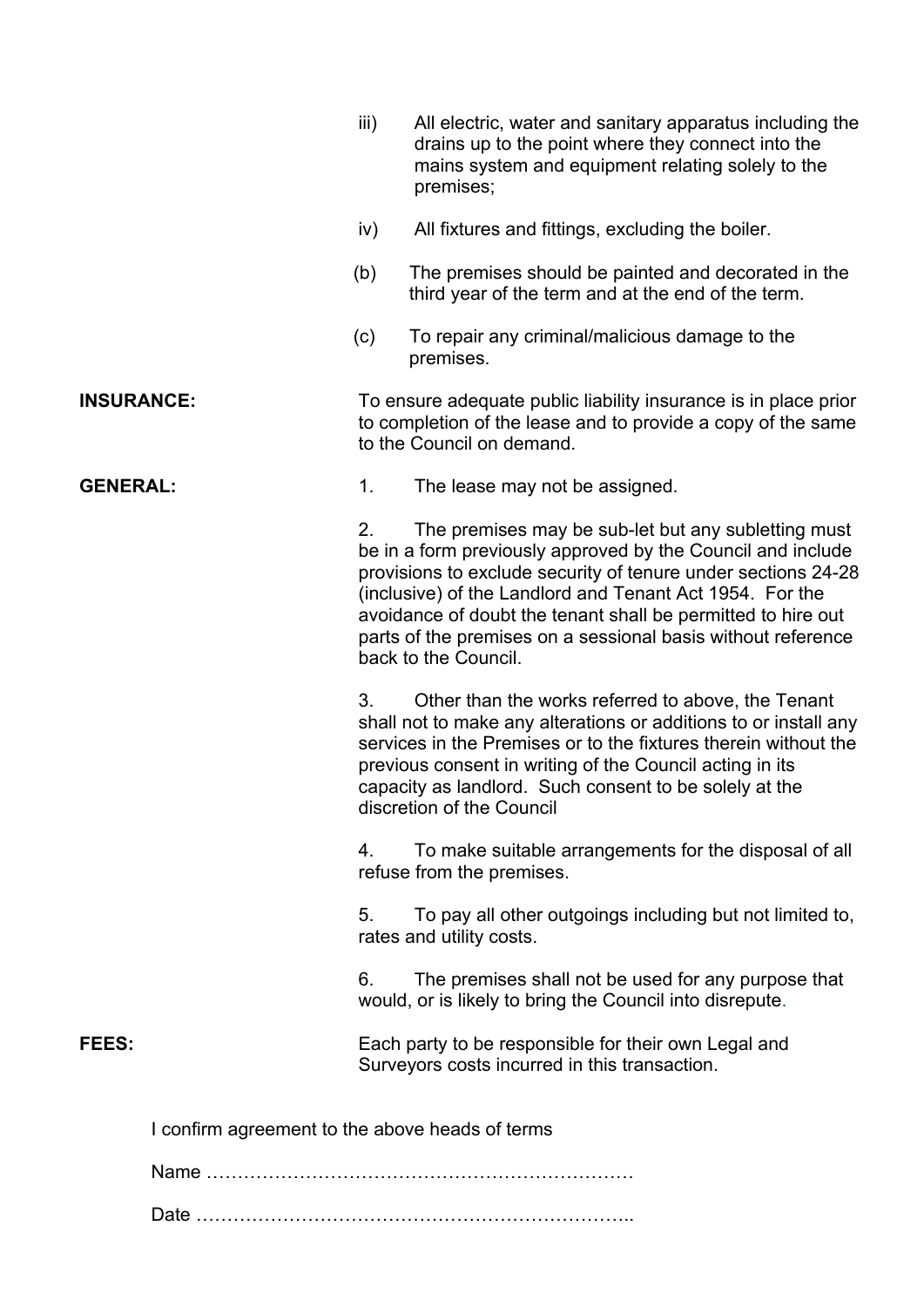iii) All electric, water and sanitary apparatus including the drains up to the point where they connect into the mains system and equipment relating solely to the premises;

iv) All fixtures and fittings, excluding the boiler.

(b) The premises should be painted and decorated in the third year of the term and at the end of the term.

(c) To repair any criminal/malicious damage to the premises.

**INSURANCE:** To ensure adequate public liability insurance is in place prior to completion of the lease and to provide a copy of the same to the Council on demand.

**GENERAL:**

1. The lease may not be assigned.

2. The premises may be sub-let but any subletting must be in a form previously approved by the Council and include provisions to exclude security of tenure under sections 24-28 (inclusive) of the Landlord and Tenant Act 1954. For the avoidance of doubt the tenant shall be permitted to hire out parts of the premises on a sessional basis without reference back to the Council.

3. Other than the works referred to above, the Tenant shall not to make any alterations or additions to or install any services in the Premises or to the fixtures therein without the previous consent in writing of the Council acting in its capacity as landlord. Such consent to be solely at the discretion of the Council

4. To make suitable arrangements for the disposal of all refuse from the premises.

5. To pay all other outgoings including but not limited to, rates and utility costs.

6. The premises shall not be used for any purpose that would, or is likely to bring the Council into disrepute.

**FEES:** Each party to be responsible for their own Legal and Surveyors costs incurred in this transaction.

I confirm agreement to the above heads of terms

Name ……………………………………………………………

Date ……………………………………………………………..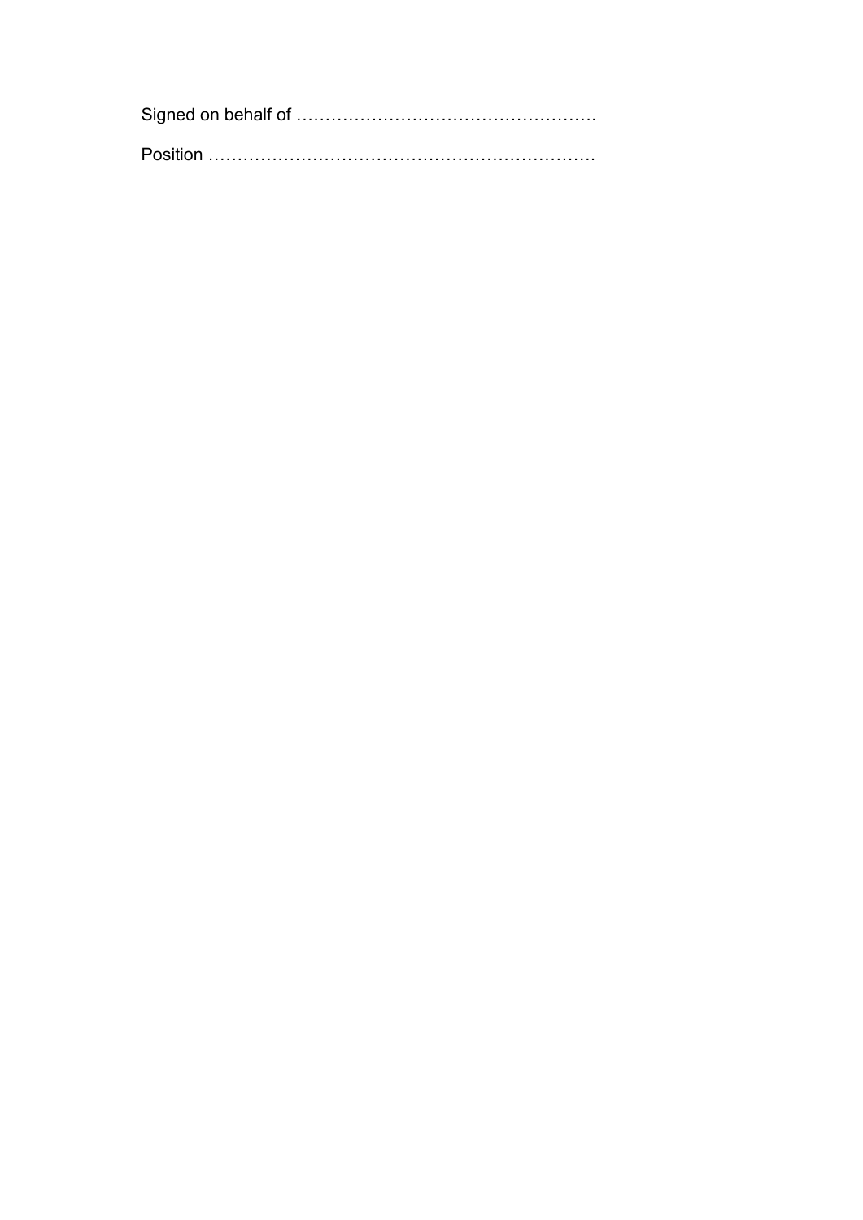Signed on behalf of ……………………………………………

Position …………………………………………………………